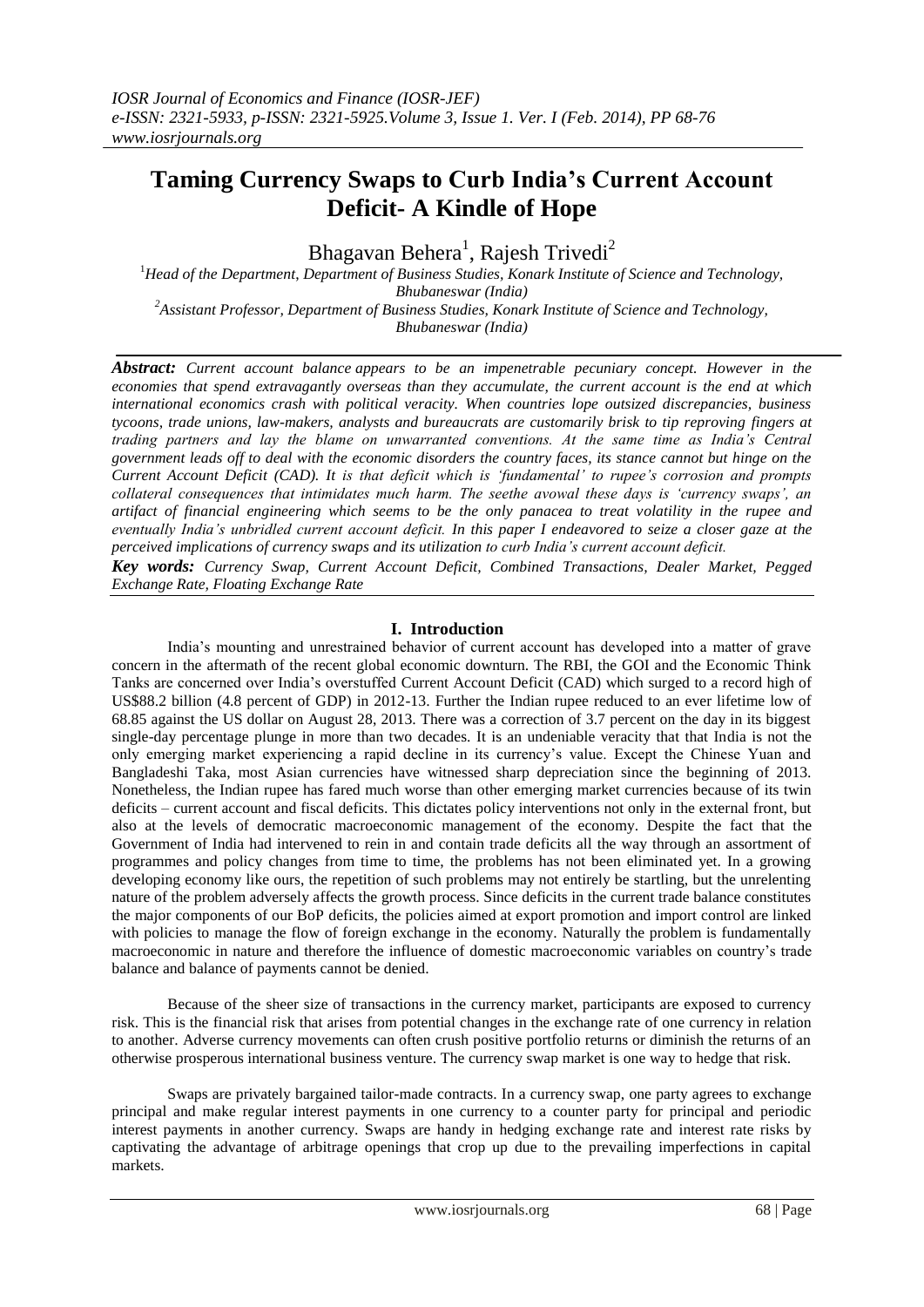# Taming Currency Swaps to Curb India's Current Account Deficit- A Kindle of Hope

Bhagavan Behera[1], Rajesh Trivedi[2]

[1]*Head of the Department, Department of Business Studies, Konark Institute of Science and Technology, Bhubaneswar (India)*

[2]*Assistant Professor, Department of Business Studies, Konark Institute of Science and Technology, Bhubaneswar (India)*

***Abstract:*** *Current account balance appears to be an impenetrable pecuniary concept. However in the economies that spend extravagantly overseas than they accumulate, the current account is the end at which international economics crash with political veracity. When countries lope outsized discrepancies, business tycoons, trade unions, law-makers, analysts and bureaucrats are customarily brisk to tip reproving fingers at trading partners and lay the blame on unwarranted conventions. At the same time as India's Central government leads off to deal with the economic disorders the country faces, its stance cannot but hinge on the Current Account Deficit (CAD). It is that deficit which is 'fundamental' to rupee's corrosion and prompts collateral consequences that intimidates much harm. The seethe avowal these days is 'currency swaps', an artifact of financial engineering which seems to be the only panacea to treat volatility in the rupee and eventually India's unbridled current account deficit. In this paper I endeavored to seize a closer gaze at the perceived implications of currency swaps and its utilization to curb India's current account deficit.*

***Key words:*** *Currency Swap, Current Account Deficit, Combined Transactions, Dealer Market, Pegged Exchange Rate, Floating Exchange Rate*

## I. Introduction

India's mounting and unrestrained behavior of current account has developed into a matter of grave concern in the aftermath of the recent global economic downturn. The RBI, the GOI and the Economic Think Tanks are concerned over India's overstuffed Current Account Deficit (CAD) which surged to a record high of US$88.2 billion (4.8 percent of GDP) in 2012-13. Further the Indian rupee reduced to an ever lifetime low of 68.85 against the US dollar on August 28, 2013. There was a correction of 3.7 percent on the day in its biggest single-day percentage plunge in more than two decades. It is an undeniable veracity that that India is not the only emerging market experiencing a rapid decline in its currency's value. Except the Chinese Yuan and Bangladeshi Taka, most Asian currencies have witnessed sharp depreciation since the beginning of 2013. Nonetheless, the Indian rupee has fared much worse than other emerging market currencies because of its twin deficits – current account and fiscal deficits. This dictates policy interventions not only in the external front, but also at the levels of democratic macroeconomic management of the economy. Despite the fact that the Government of India had intervened to rein in and contain trade deficits all the way through an assortment of programmes and policy changes from time to time, the problems has not been eliminated yet. In a growing developing economy like ours, the repetition of such problems may not entirely be startling, but the unrelenting nature of the problem adversely affects the growth process. Since deficits in the current trade balance constitutes the major components of our BoP deficits, the policies aimed at export promotion and import control are linked with policies to manage the flow of foreign exchange in the economy. Naturally the problem is fundamentally macroeconomic in nature and therefore the influence of domestic macroeconomic variables on country's trade balance and balance of payments cannot be denied.

Because of the sheer size of transactions in the currency market, participants are exposed to currency risk. This is the financial risk that arises from potential changes in the exchange rate of one currency in relation to another. Adverse currency movements can often crush positive portfolio returns or diminish the returns of an otherwise prosperous international business venture. The currency swap market is one way to hedge that risk.

Swaps are privately bargained tailor-made contracts. In a currency swap, one party agrees to exchange principal and make regular interest payments in one currency to a counter party for principal and periodic interest payments in another currency. Swaps are handy in hedging exchange rate and interest rate risks by captivating the advantage of arbitrage openings that crop up due to the prevailing imperfections in capital markets.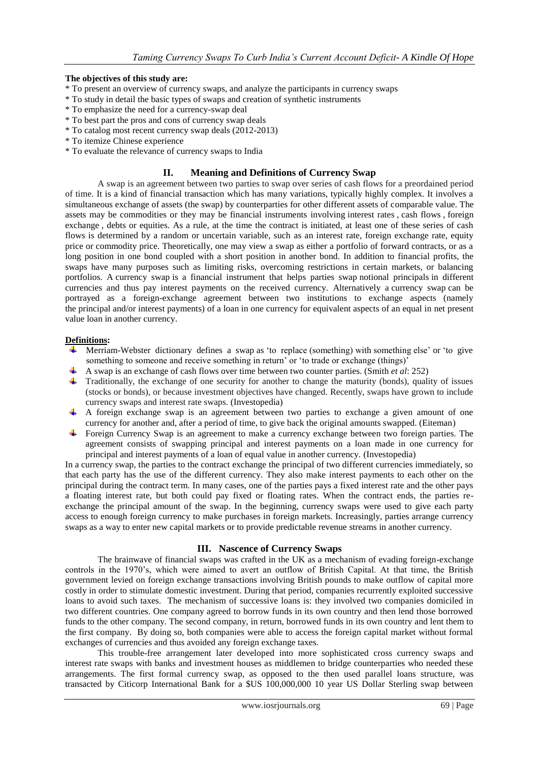**The objectives of this study are:**

* To present an overview of currency swaps, and analyze the participants in currency swaps
* To study in detail the basic types of swaps and creation of synthetic instruments
* To emphasize the need for a currency-swap deal
* To best part the pros and cons of currency swap deals
* To catalog most recent currency swap deals (2012-2013)
* To itemize Chinese experience
* To evaluate the relevance of currency swaps to India

## II. Meaning and Definitions of Currency Swap

A swap is an agreement between two parties to swap over series of cash flows for a preordained period of time. It is a kind of financial transaction which has many variations, typically highly complex. It involves a simultaneous exchange of assets (the swap) by counterparties for other different assets of comparable value. The assets may be commodities or they may be financial instruments involving interest rates , cash flows , foreign exchange , debts or equities. As a rule, at the time the contract is initiated, at least one of these series of cash flows is determined by a random or uncertain variable, such as an interest rate, foreign exchange rate, equity price or commodity price. Theoretically, one may view a swap as either a portfolio of forward contracts, or as a long position in one bond coupled with a short position in another bond. In addition to financial profits, the swaps have many purposes such as limiting risks, overcoming restrictions in certain markets, or balancing portfolios. A currency swap is a financial instrument that helps parties swap notional principals in different currencies and thus pay interest payments on the received currency. Alternatively a currency swap can be portrayed as a foreign-exchange agreement between two institutions to exchange aspects (namely the principal and/or interest payments) of a loan in one currency for equivalent aspects of an equal in net present value loan in another currency.

**Definitions:**

- Merriam-Webster dictionary defines a swap as 'to replace (something) with something else' or 'to give something to someone and receive something in return' or 'to trade or exchange (things)'
- A swap is an exchange of cash flows over time between two counter parties. (Smith *et al*: 252)
- Traditionally, the exchange of one security for another to change the maturity (bonds), quality of issues (stocks or bonds), or because investment objectives have changed. Recently, swaps have grown to include currency swaps and interest rate swaps. (Investopedia)
- A foreign exchange swap is an agreement between two parties to exchange a given amount of one currency for another and, after a period of time, to give back the original amounts swapped. (Eiteman)
- Foreign Currency Swap is an agreement to make a currency exchange between two foreign parties. The agreement consists of swapping principal and interest payments on a loan made in one currency for principal and interest payments of a loan of equal value in another currency. (Investopedia)

In a currency swap, the parties to the contract exchange the principal of two different currencies immediately, so that each party has the use of the different currency. They also make interest payments to each other on the principal during the contract term. In many cases, one of the parties pays a fixed interest rate and the other pays a floating interest rate, but both could pay fixed or floating rates. When the contract ends, the parties re-exchange the principal amount of the swap. In the beginning, currency swaps were used to give each party access to enough foreign currency to make purchases in foreign markets. Increasingly, parties arrange currency swaps as a way to enter new capital markets or to provide predictable revenue streams in another currency.

## III. Nascence of Currency Swaps

The brainwave of financial swaps was crafted in the UK as a mechanism of evading foreign-exchange controls in the 1970's, which were aimed to avert an outflow of British Capital. At that time, the British government levied on foreign exchange transactions involving British pounds to make outflow of capital more costly in order to stimulate domestic investment. During that period, companies recurrently exploited successive loans to avoid such taxes. The mechanism of successive loans is: they involved two companies domiciled in two different countries. One company agreed to borrow funds in its own country and then lend those borrowed funds to the other company. The second company, in return, borrowed funds in its own country and lent them to the first company. By doing so, both companies were able to access the foreign capital market without formal exchanges of currencies and thus avoided any foreign exchange taxes.

This trouble-free arrangement later developed into more sophisticated cross currency swaps and interest rate swaps with banks and investment houses as middlemen to bridge counterparties who needed these arrangements. The first formal currency swap, as opposed to the then used parallel loans structure, was transacted by Citicorp International Bank for a $US 100,000,000 10 year US Dollar Sterling swap between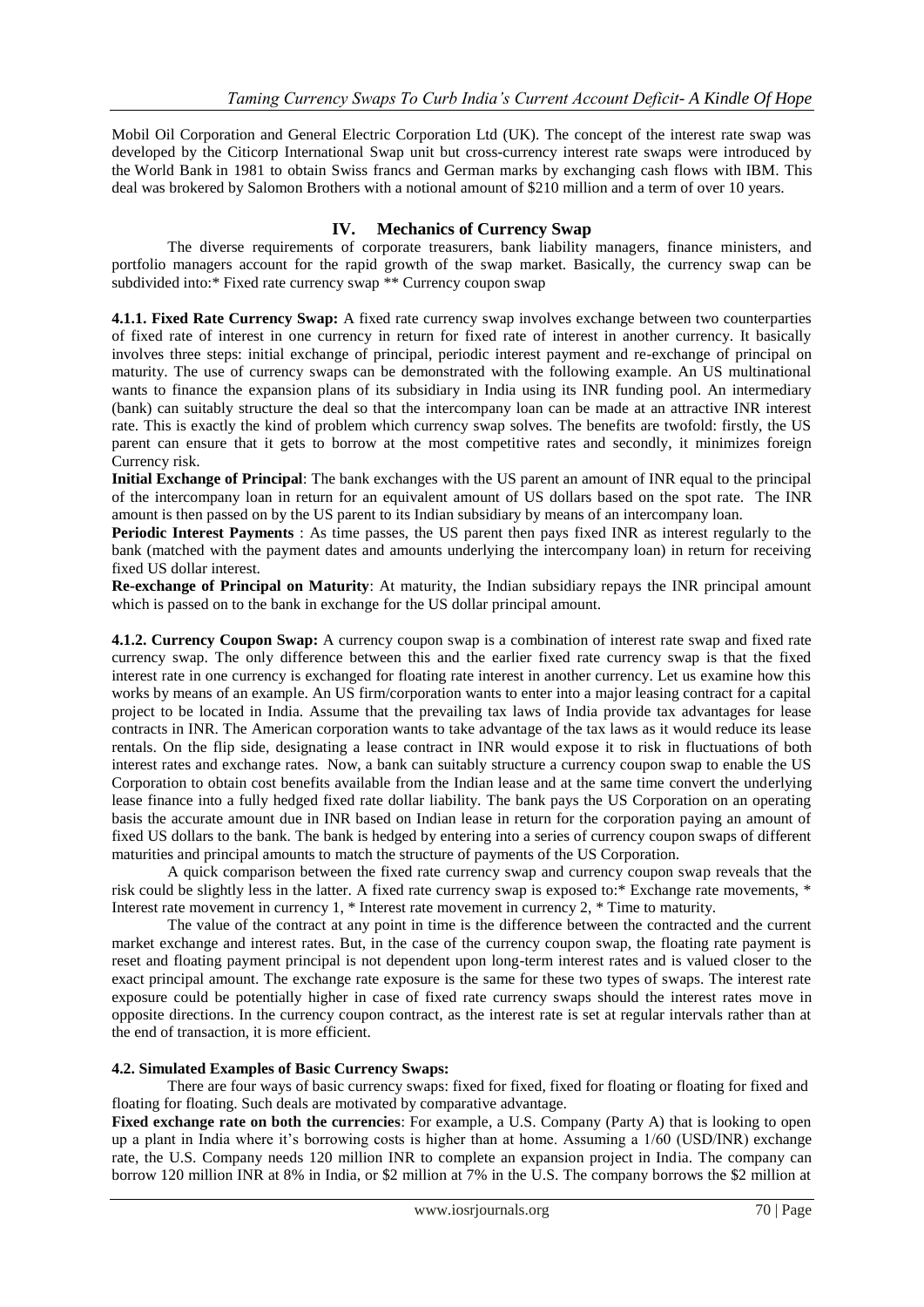Mobil Oil Corporation and General Electric Corporation Ltd (UK). The concept of the interest rate swap was developed by the Citicorp International Swap unit but cross-currency interest rate swaps were introduced by the World Bank in 1981 to obtain Swiss francs and German marks by exchanging cash flows with IBM. This deal was brokered by Salomon Brothers with a notional amount of $210 million and a term of over 10 years.

## IV. Mechanics of Currency Swap

The diverse requirements of corporate treasurers, bank liability managers, finance ministers, and portfolio managers account for the rapid growth of the swap market. Basically, the currency swap can be subdivided into:* Fixed rate currency swap ** Currency coupon swap

**4.1.1. Fixed Rate Currency Swap:** A fixed rate currency swap involves exchange between two counterparties of fixed rate of interest in one currency in return for fixed rate of interest in another currency. It basically involves three steps: initial exchange of principal, periodic interest payment and re-exchange of principal on maturity. The use of currency swaps can be demonstrated with the following example. An US multinational wants to finance the expansion plans of its subsidiary in India using its INR funding pool. An intermediary (bank) can suitably structure the deal so that the intercompany loan can be made at an attractive INR interest rate. This is exactly the kind of problem which currency swap solves. The benefits are twofold: firstly, the US parent can ensure that it gets to borrow at the most competitive rates and secondly, it minimizes foreign Currency risk.

**Initial Exchange of Principal**: The bank exchanges with the US parent an amount of INR equal to the principal of the intercompany loan in return for an equivalent amount of US dollars based on the spot rate. The INR amount is then passed on by the US parent to its Indian subsidiary by means of an intercompany loan.

**Periodic Interest Payments** : As time passes, the US parent then pays fixed INR as interest regularly to the bank (matched with the payment dates and amounts underlying the intercompany loan) in return for receiving fixed US dollar interest.

**Re-exchange of Principal on Maturity**: At maturity, the Indian subsidiary repays the INR principal amount which is passed on to the bank in exchange for the US dollar principal amount.

**4.1.2. Currency Coupon Swap:** A currency coupon swap is a combination of interest rate swap and fixed rate currency swap. The only difference between this and the earlier fixed rate currency swap is that the fixed interest rate in one currency is exchanged for floating rate interest in another currency. Let us examine how this works by means of an example. An US firm/corporation wants to enter into a major leasing contract for a capital project to be located in India. Assume that the prevailing tax laws of India provide tax advantages for lease contracts in INR. The American corporation wants to take advantage of the tax laws as it would reduce its lease rentals. On the flip side, designating a lease contract in INR would expose it to risk in fluctuations of both interest rates and exchange rates. Now, a bank can suitably structure a currency coupon swap to enable the US Corporation to obtain cost benefits available from the Indian lease and at the same time convert the underlying lease finance into a fully hedged fixed rate dollar liability. The bank pays the US Corporation on an operating basis the accurate amount due in INR based on Indian lease in return for the corporation paying an amount of fixed US dollars to the bank. The bank is hedged by entering into a series of currency coupon swaps of different maturities and principal amounts to match the structure of payments of the US Corporation.

A quick comparison between the fixed rate currency swap and currency coupon swap reveals that the risk could be slightly less in the latter. A fixed rate currency swap is exposed to:* Exchange rate movements, * Interest rate movement in currency 1, * Interest rate movement in currency 2, * Time to maturity.

The value of the contract at any point in time is the difference between the contracted and the current market exchange and interest rates. But, in the case of the currency coupon swap, the floating rate payment is reset and floating payment principal is not dependent upon long-term interest rates and is valued closer to the exact principal amount. The exchange rate exposure is the same for these two types of swaps. The interest rate exposure could be potentially higher in case of fixed rate currency swaps should the interest rates move in opposite directions. In the currency coupon contract, as the interest rate is set at regular intervals rather than at the end of transaction, it is more efficient.

**4.2. Simulated Examples of Basic Currency Swaps:**

There are four ways of basic currency swaps: fixed for fixed, fixed for floating or floating for fixed and floating for floating. Such deals are motivated by comparative advantage.

**Fixed exchange rate on both the currencies**: For example, a U.S. Company (Party A) that is looking to open up a plant in India where it's borrowing costs is higher than at home. Assuming a 1/60 (USD/INR) exchange rate, the U.S. Company needs 120 million INR to complete an expansion project in India. The company can borrow 120 million INR at 8% in India, or $2 million at 7% in the U.S. The company borrows the $2 million at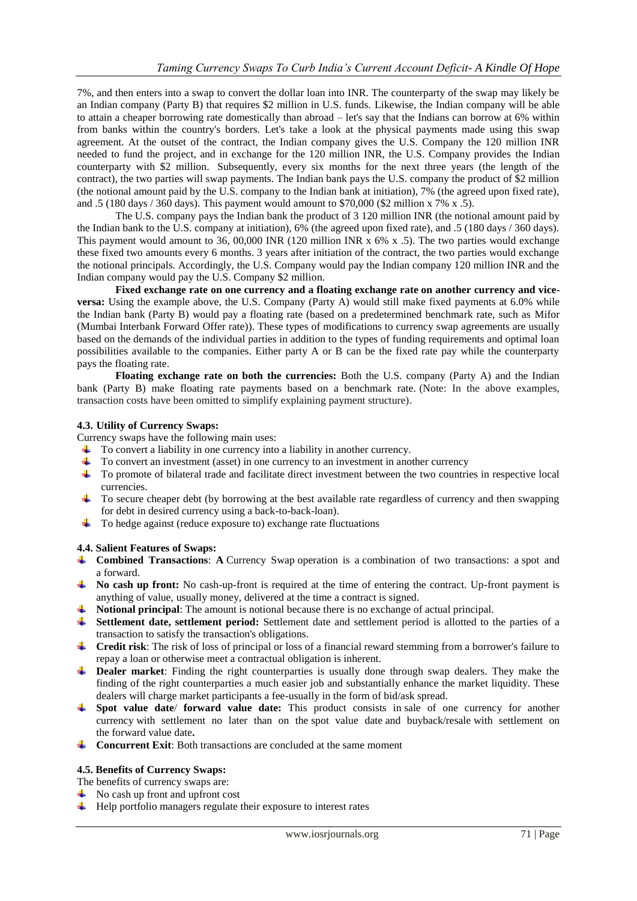7%, and then enters into a swap to convert the dollar loan into INR. The counterparty of the swap may likely be an Indian company (Party B) that requires $2 million in U.S. funds. Likewise, the Indian company will be able to attain a cheaper borrowing rate domestically than abroad – let's say that the Indians can borrow at 6% within from banks within the country's borders. Let's take a look at the physical payments made using this swap agreement. At the outset of the contract, the Indian company gives the U.S. Company the 120 million INR needed to fund the project, and in exchange for the 120 million INR, the U.S. Company provides the Indian counterparty with $2 million. Subsequently, every six months for the next three years (the length of the contract), the two parties will swap payments. The Indian bank pays the U.S. company the product of $2 million (the notional amount paid by the U.S. company to the Indian bank at initiation), 7% (the agreed upon fixed rate), and .5 (180 days / 360 days). This payment would amount to $70,000 ($2 million x 7% x .5).

The U.S. company pays the Indian bank the product of 3 120 million INR (the notional amount paid by the Indian bank to the U.S. company at initiation), 6% (the agreed upon fixed rate), and .5 (180 days / 360 days). This payment would amount to 36, 00,000 INR (120 million INR x 6% x .5). The two parties would exchange these fixed two amounts every 6 months. 3 years after initiation of the contract, the two parties would exchange the notional principals. Accordingly, the U.S. Company would pay the Indian company 120 million INR and the Indian company would pay the U.S. Company $2 million.

**Fixed exchange rate on one currency and a floating exchange rate on another currency and vice-versa:** Using the example above, the U.S. Company (Party A) would still make fixed payments at 6.0% while the Indian bank (Party B) would pay a floating rate (based on a predetermined benchmark rate, such as Mifor (Mumbai Interbank Forward Offer rate)). These types of modifications to currency swap agreements are usually based on the demands of the individual parties in addition to the types of funding requirements and optimal loan possibilities available to the companies. Either party A or B can be the fixed rate pay while the counterparty pays the floating rate.

**Floating exchange rate on both the currencies:** Both the U.S. company (Party A) and the Indian bank (Party B) make floating rate payments based on a benchmark rate. (Note: In the above examples, transaction costs have been omitted to simplify explaining payment structure).

### 4.3. Utility of Currency Swaps:

Currency swaps have the following main uses:

- To convert a liability in one currency into a liability in another currency.
- To convert an investment (asset) in one currency to an investment in another currency
- To promote of bilateral trade and facilitate direct investment between the two countries in respective local currencies.
- To secure cheaper debt (by borrowing at the best available rate regardless of currency and then swapping for debt in desired currency using a back-to-back-loan).
- To hedge against (reduce exposure to) exchange rate fluctuations

### 4.4. Salient Features of Swaps:

- **Combined Transactions**: **A** Currency Swap operation is a combination of two transactions: a spot and a forward.
- **No cash up front:** No cash-up-front is required at the time of entering the contract. Up-front payment is anything of value, usually money, delivered at the time a contract is signed.
- **Notional principal**: The amount is notional because there is no exchange of actual principal.
- **Settlement date, settlement period:** Settlement date and settlement period is allotted to the parties of a transaction to satisfy the transaction's obligations.
- **Credit risk**: The risk of loss of principal or loss of a financial reward stemming from a borrower's failure to repay a loan or otherwise meet a contractual obligation is inherent.
- **Dealer market**: Finding the right counterparties is usually done through swap dealers. They make the finding of the right counterparties a much easier job and substantially enhance the market liquidity. These dealers will charge market participants a fee-usually in the form of bid/ask spread.
- **Spot value date**/ **forward value date:** This product consists in sale of one currency for another currency with settlement no later than on the spot value date and buyback/resale with settlement on the forward value date**.**
- **Concurrent Exit**: Both transactions are concluded at the same moment

### 4.5. Benefits of Currency Swaps:

The benefits of currency swaps are:

- No cash up front and upfront cost
- Help portfolio managers regulate their exposure to interest rates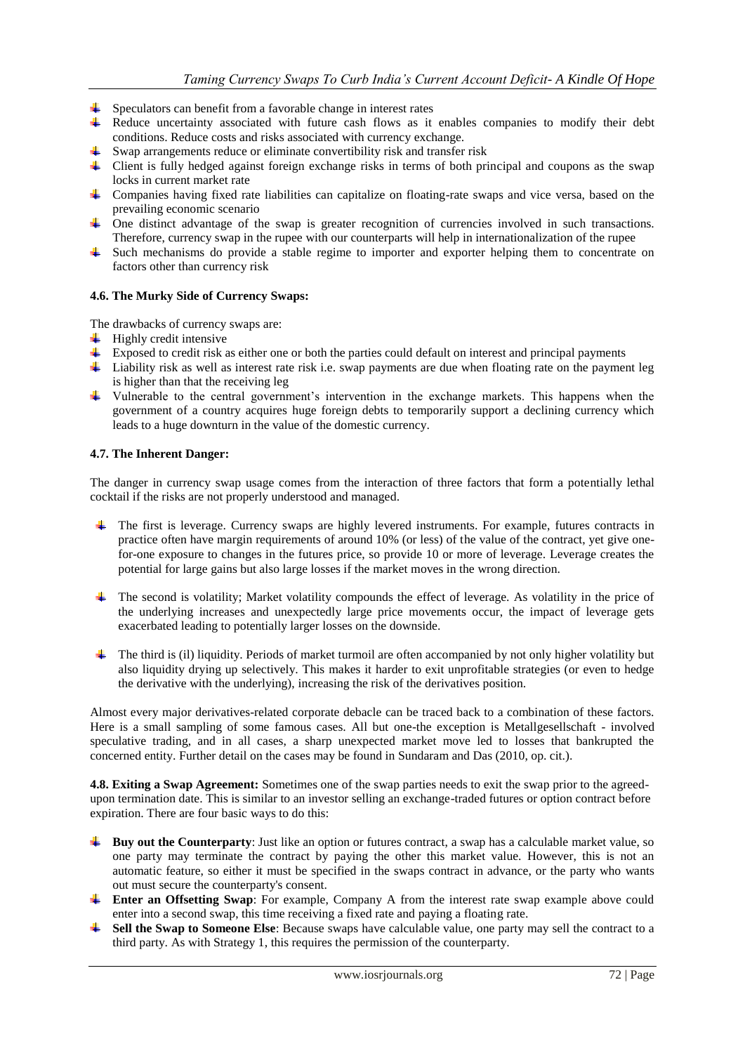- Speculators can benefit from a favorable change in interest rates
- Reduce uncertainty associated with future cash flows as it enables companies to modify their debt conditions. Reduce costs and risks associated with currency exchange.
- Swap arrangements reduce or eliminate convertibility risk and transfer risk
- Client is fully hedged against foreign exchange risks in terms of both principal and coupons as the swap locks in current market rate
- Companies having fixed rate liabilities can capitalize on floating-rate swaps and vice versa, based on the prevailing economic scenario
- One distinct advantage of the swap is greater recognition of currencies involved in such transactions. Therefore, currency swap in the rupee with our counterparts will help in internationalization of the rupee
- Such mechanisms do provide a stable regime to importer and exporter helping them to concentrate on factors other than currency risk

#### 4.6. The Murky Side of Currency Swaps:

The drawbacks of currency swaps are:

- Highly credit intensive
- Exposed to credit risk as either one or both the parties could default on interest and principal payments
- Liability risk as well as interest rate risk i.e. swap payments are due when floating rate on the payment leg is higher than that the receiving leg
- Vulnerable to the central government's intervention in the exchange markets. This happens when the government of a country acquires huge foreign debts to temporarily support a declining currency which leads to a huge downturn in the value of the domestic currency.

#### 4.7. The Inherent Danger:

The danger in currency swap usage comes from the interaction of three factors that form a potentially lethal cocktail if the risks are not properly understood and managed.

- The first is leverage. Currency swaps are highly levered instruments. For example, futures contracts in practice often have margin requirements of around 10% (or less) of the value of the contract, yet give one-for-one exposure to changes in the futures price, so provide 10 or more of leverage. Leverage creates the potential for large gains but also large losses if the market moves in the wrong direction.

- The second is volatility; Market volatility compounds the effect of leverage. As volatility in the price of the underlying increases and unexpectedly large price movements occur, the impact of leverage gets exacerbated leading to potentially larger losses on the downside.

- The third is (il) liquidity. Periods of market turmoil are often accompanied by not only higher volatility but also liquidity drying up selectively. This makes it harder to exit unprofitable strategies (or even to hedge the derivative with the underlying), increasing the risk of the derivatives position.

Almost every major derivatives-related corporate debacle can be traced back to a combination of these factors. Here is a small sampling of some famous cases. All but one-the exception is Metallgesellschaft - involved speculative trading, and in all cases, a sharp unexpected market move led to losses that bankrupted the concerned entity. Further detail on the cases may be found in Sundaram and Das (2010, op. cit.).

**4.8. Exiting a Swap Agreement:** Sometimes one of the swap parties needs to exit the swap prior to the agreed-upon termination date. This is similar to an investor selling an exchange-traded futures or option contract before expiration. There are four basic ways to do this:

- **Buy out the Counterparty**: Just like an option or futures contract, a swap has a calculable market value, so one party may terminate the contract by paying the other this market value. However, this is not an automatic feature, so either it must be specified in the swaps contract in advance, or the party who wants out must secure the counterparty's consent.
- **Enter an Offsetting Swap**: For example, Company A from the interest rate swap example above could enter into a second swap, this time receiving a fixed rate and paying a floating rate.
- **Sell the Swap to Someone Else**: Because swaps have calculable value, one party may sell the contract to a third party. As with Strategy 1, this requires the permission of the counterparty.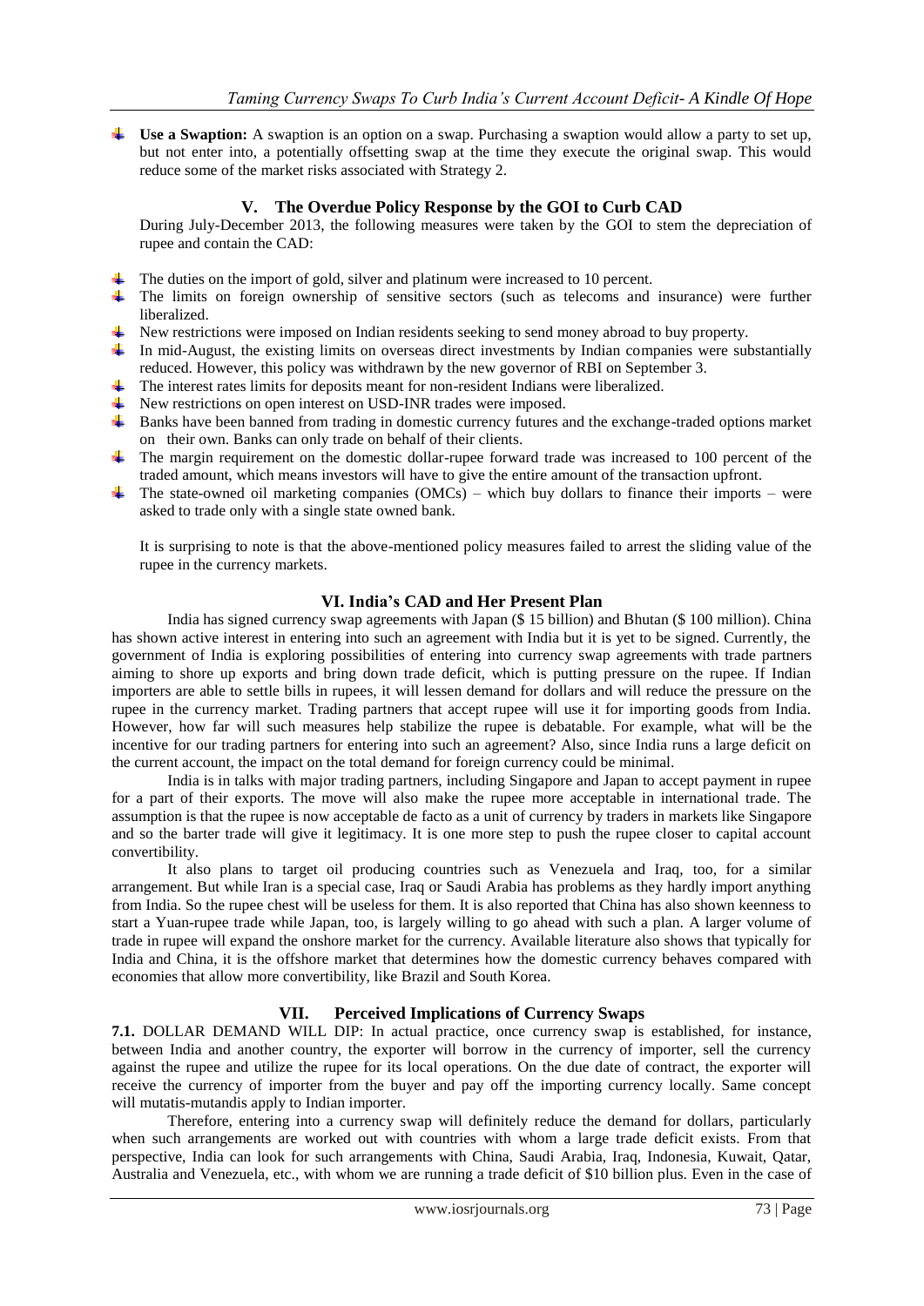- **Use a Swaption:** A swaption is an option on a swap. Purchasing a swaption would allow a party to set up, but not enter into, a potentially offsetting swap at the time they execute the original swap. This would reduce some of the market risks associated with Strategy 2.

## V. The Overdue Policy Response by the GOI to Curb CAD

During July-December 2013, the following measures were taken by the GOI to stem the depreciation of rupee and contain the CAD:

- The duties on the import of gold, silver and platinum were increased to 10 percent.
- The limits on foreign ownership of sensitive sectors (such as telecoms and insurance) were further liberalized.
- New restrictions were imposed on Indian residents seeking to send money abroad to buy property.
- In mid-August, the existing limits on overseas direct investments by Indian companies were substantially reduced. However, this policy was withdrawn by the new governor of RBI on September 3.
- The interest rates limits for deposits meant for non-resident Indians were liberalized.
- New restrictions on open interest on USD-INR trades were imposed.
- Banks have been banned from trading in domestic currency futures and the exchange-traded options market on their own. Banks can only trade on behalf of their clients.
- The margin requirement on the domestic dollar-rupee forward trade was increased to 100 percent of the traded amount, which means investors will have to give the entire amount of the transaction upfront.
- The state-owned oil marketing companies (OMCs) – which buy dollars to finance their imports – were asked to trade only with a single state owned bank.

It is surprising to note is that the above-mentioned policy measures failed to arrest the sliding value of the rupee in the currency markets.

## VI. India's CAD and Her Present Plan

India has signed currency swap agreements with Japan ($ 15 billion) and Bhutan ($ 100 million). China has shown active interest in entering into such an agreement with India but it is yet to be signed. Currently, the government of India is exploring possibilities of entering into currency swap agreements with trade partners aiming to shore up exports and bring down trade deficit, which is putting pressure on the rupee. If Indian importers are able to settle bills in rupees, it will lessen demand for dollars and will reduce the pressure on the rupee in the currency market. Trading partners that accept rupee will use it for importing goods from India. However, how far will such measures help stabilize the rupee is debatable. For example, what will be the incentive for our trading partners for entering into such an agreement? Also, since India runs a large deficit on the current account, the impact on the total demand for foreign currency could be minimal.

India is in talks with major trading partners, including Singapore and Japan to accept payment in rupee for a part of their exports. The move will also make the rupee more acceptable in international trade. The assumption is that the rupee is now acceptable de facto as a unit of currency by traders in markets like Singapore and so the barter trade will give it legitimacy. It is one more step to push the rupee closer to capital account convertibility.

It also plans to target oil producing countries such as Venezuela and Iraq, too, for a similar arrangement. But while Iran is a special case, Iraq or Saudi Arabia has problems as they hardly import anything from India. So the rupee chest will be useless for them. It is also reported that China has also shown keenness to start a Yuan-rupee trade while Japan, too, is largely willing to go ahead with such a plan. A larger volume of trade in rupee will expand the onshore market for the currency. Available literature also shows that typically for India and China, it is the offshore market that determines how the domestic currency behaves compared with economies that allow more convertibility, like Brazil and South Korea.

## VII. Perceived Implications of Currency Swaps

**7.1.** DOLLAR DEMAND WILL DIP: In actual practice, once currency swap is established, for instance, between India and another country, the exporter will borrow in the currency of importer, sell the currency against the rupee and utilize the rupee for its local operations. On the due date of contract, the exporter will receive the currency of importer from the buyer and pay off the importing currency locally. Same concept will mutatis-mutandis apply to Indian importer.

Therefore, entering into a currency swap will definitely reduce the demand for dollars, particularly when such arrangements are worked out with countries with whom a large trade deficit exists. From that perspective, India can look for such arrangements with China, Saudi Arabia, Iraq, Indonesia, Kuwait, Qatar, Australia and Venezuela, etc., with whom we are running a trade deficit of $10 billion plus. Even in the case of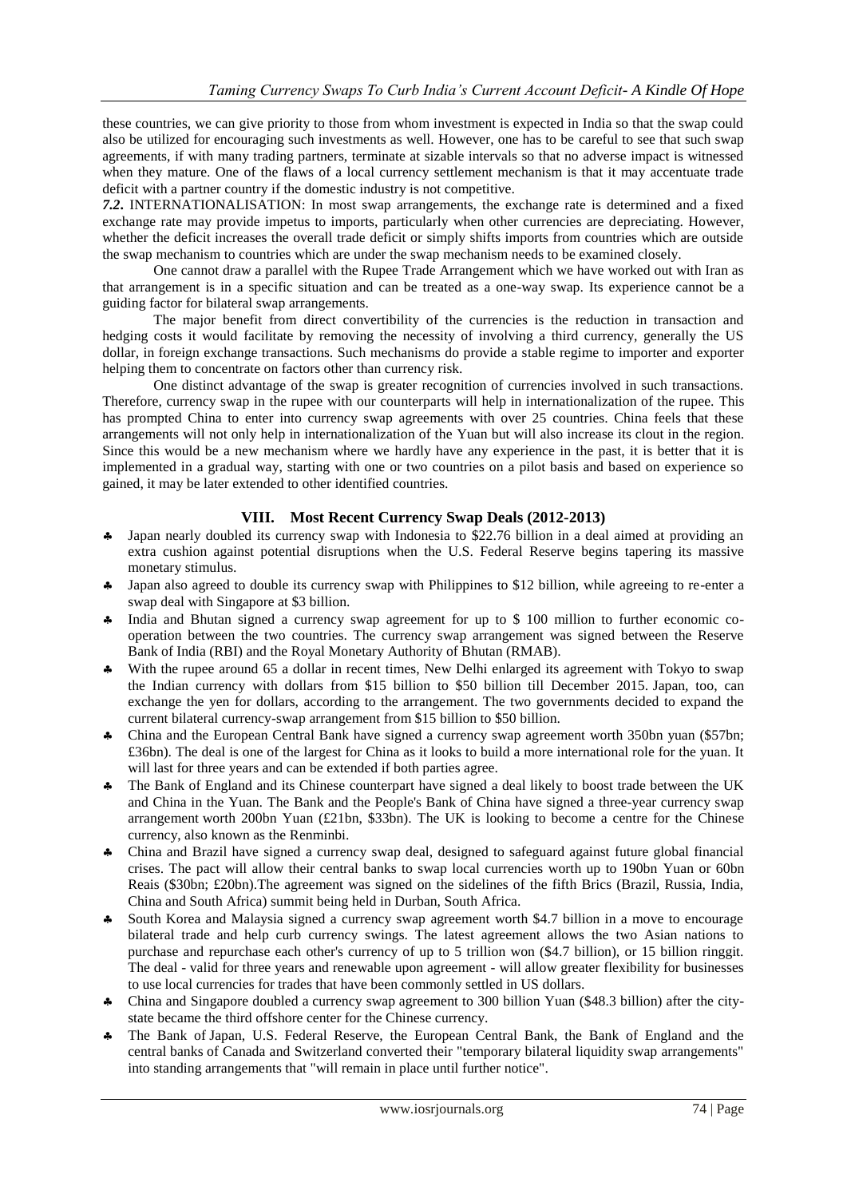these countries, we can give priority to those from whom investment is expected in India so that the swap could also be utilized for encouraging such investments as well. However, one has to be careful to see that such swap agreements, if with many trading partners, terminate at sizable intervals so that no adverse impact is witnessed when they mature. One of the flaws of a local currency settlement mechanism is that it may accentuate trade deficit with a partner country if the domestic industry is not competitive.

***7.2.*** INTERNATIONALISATION: In most swap arrangements, the exchange rate is determined and a fixed exchange rate may provide impetus to imports, particularly when other currencies are depreciating. However, whether the deficit increases the overall trade deficit or simply shifts imports from countries which are outside the swap mechanism to countries which are under the swap mechanism needs to be examined closely.

One cannot draw a parallel with the Rupee Trade Arrangement which we have worked out with Iran as that arrangement is in a specific situation and can be treated as a one-way swap. Its experience cannot be a guiding factor for bilateral swap arrangements.

The major benefit from direct convertibility of the currencies is the reduction in transaction and hedging costs it would facilitate by removing the necessity of involving a third currency, generally the US dollar, in foreign exchange transactions. Such mechanisms do provide a stable regime to importer and exporter helping them to concentrate on factors other than currency risk.

One distinct advantage of the swap is greater recognition of currencies involved in such transactions. Therefore, currency swap in the rupee with our counterparts will help in internationalization of the rupee. This has prompted China to enter into currency swap agreements with over 25 countries. China feels that these arrangements will not only help in internationalization of the Yuan but will also increase its clout in the region. Since this would be a new mechanism where we hardly have any experience in the past, it is better that it is implemented in a gradual way, starting with one or two countries on a pilot basis and based on experience so gained, it may be later extended to other identified countries.

## VIII. Most Recent Currency Swap Deals (2012-2013)

- Japan nearly doubled its currency swap with Indonesia to $22.76 billion in a deal aimed at providing an extra cushion against potential disruptions when the U.S. Federal Reserve begins tapering its massive monetary stimulus.
- Japan also agreed to double its currency swap with Philippines to $12 billion, while agreeing to re-enter a swap deal with Singapore at $3 billion.
- India and Bhutan signed a currency swap agreement for up to $ 100 million to further economic co-operation between the two countries. The currency swap arrangement was signed between the Reserve Bank of India (RBI) and the Royal Monetary Authority of Bhutan (RMAB).
- With the rupee around 65 a dollar in recent times, New Delhi enlarged its agreement with Tokyo to swap the Indian currency with dollars from $15 billion to $50 billion till December 2015. Japan, too, can exchange the yen for dollars, according to the arrangement. The two governments decided to expand the current bilateral currency-swap arrangement from $15 billion to $50 billion.
- China and the European Central Bank have signed a currency swap agreement worth 350bn yuan ($57bn; £36bn). The deal is one of the largest for China as it looks to build a more international role for the yuan. It will last for three years and can be extended if both parties agree.
- The Bank of England and its Chinese counterpart have signed a deal likely to boost trade between the UK and China in the Yuan. The Bank and the People's Bank of China have signed a three-year currency swap arrangement worth 200bn Yuan (£21bn, $33bn). The UK is looking to become a centre for the Chinese currency, also known as the Renminbi.
- China and Brazil have signed a currency swap deal, designed to safeguard against future global financial crises. The pact will allow their central banks to swap local currencies worth up to 190bn Yuan or 60bn Reais ($30bn; £20bn).The agreement was signed on the sidelines of the fifth Brics (Brazil, Russia, India, China and South Africa) summit being held in Durban, South Africa.
- South Korea and Malaysia signed a currency swap agreement worth $4.7 billion in a move to encourage bilateral trade and help curb currency swings. The latest agreement allows the two Asian nations to purchase and repurchase each other's currency of up to 5 trillion won ($4.7 billion), or 15 billion ringgit. The deal - valid for three years and renewable upon agreement - will allow greater flexibility for businesses to use local currencies for trades that have been commonly settled in US dollars.
- China and Singapore doubled a currency swap agreement to 300 billion Yuan ($48.3 billion) after the city-state became the third offshore center for the Chinese currency.
- The Bank of Japan, U.S. Federal Reserve, the European Central Bank, the Bank of England and the central banks of Canada and Switzerland converted their "temporary bilateral liquidity swap arrangements" into standing arrangements that "will remain in place until further notice".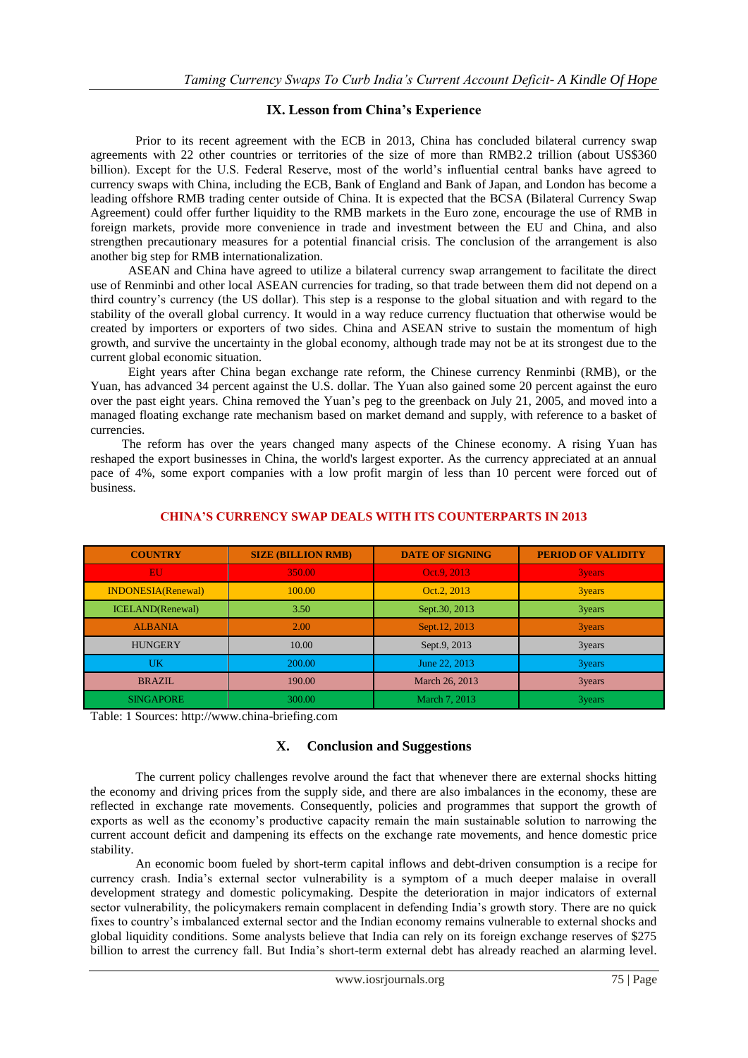## IX. Lesson from China's Experience

Prior to its recent agreement with the ECB in 2013, China has concluded bilateral currency swap agreements with 22 other countries or territories of the size of more than RMB2.2 trillion (about US$360 billion). Except for the U.S. Federal Reserve, most of the world's influential central banks have agreed to currency swaps with China, including the ECB, Bank of England and Bank of Japan, and London has become a leading offshore RMB trading center outside of China. It is expected that the BCSA (Bilateral Currency Swap Agreement) could offer further liquidity to the RMB markets in the Euro zone, encourage the use of RMB in foreign markets, provide more convenience in trade and investment between the EU and China, and also strengthen precautionary measures for a potential financial crisis. The conclusion of the arrangement is also another big step for RMB internationalization.

ASEAN and China have agreed to utilize a bilateral currency swap arrangement to facilitate the direct use of Renminbi and other local ASEAN currencies for trading, so that trade between them did not depend on a third country's currency (the US dollar). This step is a response to the global situation and with regard to the stability of the overall global currency. It would in a way reduce currency fluctuation that otherwise would be created by importers or exporters of two sides. China and ASEAN strive to sustain the momentum of high growth, and survive the uncertainty in the global economy, although trade may not be at its strongest due to the current global economic situation.

Eight years after China began exchange rate reform, the Chinese currency Renminbi (RMB), or the Yuan, has advanced 34 percent against the U.S. dollar. The Yuan also gained some 20 percent against the euro over the past eight years. China removed the Yuan's peg to the greenback on July 21, 2005, and moved into a managed floating exchange rate mechanism based on market demand and supply, with reference to a basket of currencies.

The reform has over the years changed many aspects of the Chinese economy. A rising Yuan has reshaped the export businesses in China, the world's largest exporter. As the currency appreciated at an annual pace of 4%, some export companies with a low profit margin of less than 10 percent were forced out of business.

**CHINA'S CURRENCY SWAP DEALS WITH ITS COUNTERPARTS IN 2013**

| COUNTRY | SIZE (BILLION RMB) | DATE OF SIGNING | PERIOD OF VALIDITY |
|---|---|---|---|
| EU | 350.00 | Oct.9, 2013 | 3years |
| INDONESIA(Renewal) | 100.00 | Oct.2, 2013 | 3years |
| ICELAND(Renewal) | 3.50 | Sept.30, 2013 | 3years |
| ALBANIA | 2.00 | Sept.12, 2013 | 3years |
| HUNGERY | 10.00 | Sept.9, 2013 | 3years |
| UK | 200.00 | June 22, 2013 | 3years |
| BRAZIL | 190.00 | March 26, 2013 | 3years |
| SINGAPORE | 300.00 | March 7, 2013 | 3years |

Table: 1 Sources: http://www.china-briefing.com

## X. Conclusion and Suggestions

The current policy challenges revolve around the fact that whenever there are external shocks hitting the economy and driving prices from the supply side, and there are also imbalances in the economy, these are reflected in exchange rate movements. Consequently, policies and programmes that support the growth of exports as well as the economy's productive capacity remain the main sustainable solution to narrowing the current account deficit and dampening its effects on the exchange rate movements, and hence domestic price stability.

An economic boom fueled by short-term capital inflows and debt-driven consumption is a recipe for currency crash. India's external sector vulnerability is a symptom of a much deeper malaise in overall development strategy and domestic policymaking. Despite the deterioration in major indicators of external sector vulnerability, the policymakers remain complacent in defending India's growth story. There are no quick fixes to country's imbalanced external sector and the Indian economy remains vulnerable to external shocks and global liquidity conditions. Some analysts believe that India can rely on its foreign exchange reserves of $275 billion to arrest the currency fall. But India's short-term external debt has already reached an alarming level.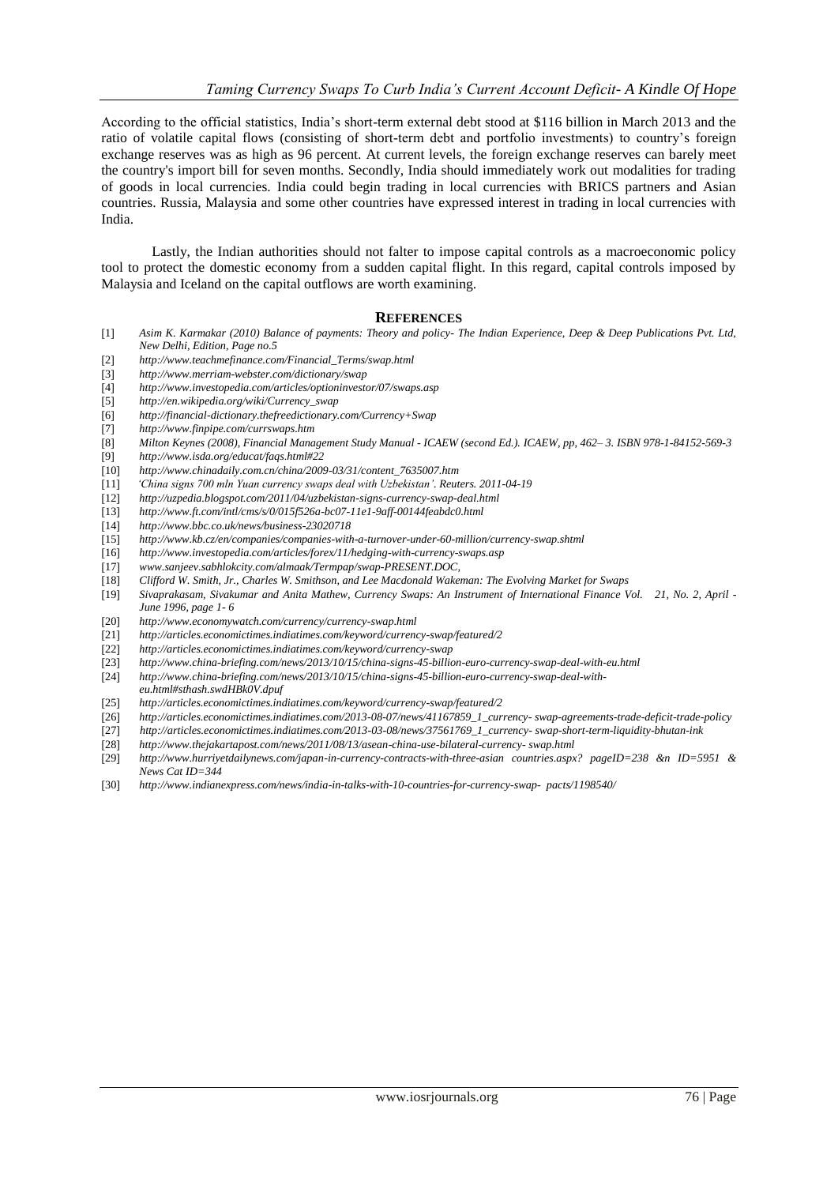According to the official statistics, India's short-term external debt stood at $116 billion in March 2013 and the ratio of volatile capital flows (consisting of short-term debt and portfolio investments) to country's foreign exchange reserves was as high as 96 percent. At current levels, the foreign exchange reserves can barely meet the country's import bill for seven months. Secondly, India should immediately work out modalities for trading of goods in local currencies. India could begin trading in local currencies with BRICS partners and Asian countries. Russia, Malaysia and some other countries have expressed interest in trading in local currencies with India.

Lastly, the Indian authorities should not falter to impose capital controls as a macroeconomic policy tool to protect the domestic economy from a sudden capital flight. In this regard, capital controls imposed by Malaysia and Iceland on the capital outflows are worth examining.

## REFERENCES

[1] *Asim K. Karmakar (2010) Balance of payments: Theory and policy- The Indian Experience, Deep & Deep Publications Pvt. Ltd, New Delhi, Edition, Page no.5*

[2] *http://www.teachmefinance.com/Financial_Terms/swap.html*

[3] *http://www.merriam-webster.com/dictionary/swap*

[4] *http://www.investopedia.com/articles/optioninvestor/07/swaps.asp*

[5] *http://en.wikipedia.org/wiki/Currency_swap*

[6] *http://financial-dictionary.thefreedictionary.com/Currency+Swap*

[7] *http://www.finpipe.com/currswaps.htm*

[8] *Milton Keynes (2008), Financial Management Study Manual - ICAEW (second Ed.). ICAEW, pp, 462– 3. ISBN 978-1-84152-569-3*

[9] *http://www.isda.org/educat/faqs.html#22*

[10] *http://www.chinadaily.com.cn/china/2009-03/31/content_7635007.htm*

[11] *'China signs 700 mln Yuan currency swaps deal with Uzbekistan'. Reuters. 2011-04-19*

[12] *http://uzpedia.blogspot.com/2011/04/uzbekistan-signs-currency-swap-deal.html*

[13] *http://www.ft.com/intl/cms/s/0/015f526a-bc07-11e1-9aff-00144feabdc0.html*

[14] *http://www.bbc.co.uk/news/business-23020718*

[15] *http://www.kb.cz/en/companies/companies-with-a-turnover-under-60-million/currency-swap.shtml*

[16] *http://www.investopedia.com/articles/forex/11/hedging-with-currency-swaps.asp*

[17] *www.sanjeev.sabhlokcity.com/almaak/Termpap/swap-PRESENT.DOC,*

[18] *Clifford W. Smith, Jr., Charles W. Smithson, and Lee Macdonald Wakeman: The Evolving Market for Swaps*

[19] *Sivaprakasam, Sivakumar and Anita Mathew, Currency Swaps: An Instrument of International Finance Vol. 21, No. 2, April - June 1996, page 1- 6*

[20] *http://www.economywatch.com/currency/currency-swap.html*

[21] *http://articles.economictimes.indiatimes.com/keyword/currency-swap/featured/2*

[22] *http://articles.economictimes.indiatimes.com/keyword/currency-swap*

[23] *http://www.china-briefing.com/news/2013/10/15/china-signs-45-billion-euro-currency-swap-deal-with-eu.html*

[24] *http://www.china-briefing.com/news/2013/10/15/china-signs-45-billion-euro-currency-swap-deal-with-eu.html#sthash.swdHBk0V.dpuf*

[25] *http://articles.economictimes.indiatimes.com/keyword/currency-swap/featured/2*

[26] *http://articles.economictimes.indiatimes.com/2013-08-07/news/41167859_1_currency- swap-agreements-trade-deficit-trade-policy*

[27] *http://articles.economictimes.indiatimes.com/2013-03-08/news/37561769_1_currency- swap-short-term-liquidity-bhutan-ink*

[28] *http://www.thejakartapost.com/news/2011/08/13/asean-china-use-bilateral-currency- swap.html*

[29] *http://www.hurriyetdailynews.com/japan-in-currency-contracts-with-three-asian countries.aspx? pageID=238 &n ID=5951 & News Cat ID=344*

[30] *http://www.indianexpress.com/news/india-in-talks-with-10-countries-for-currency-swap- pacts/1198540/*